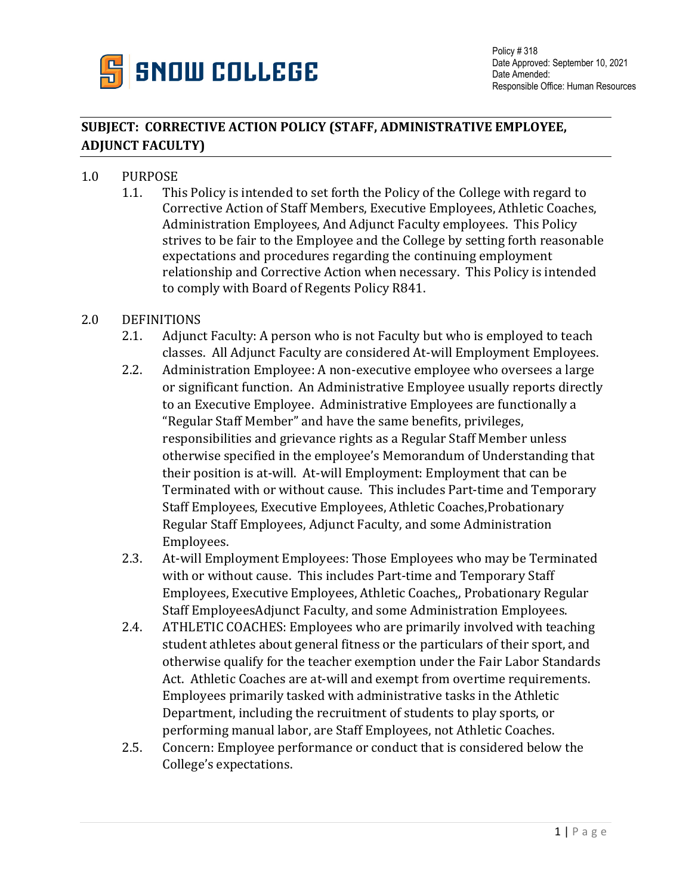SNOW COLLEGE

Policy # 318
Date Approved: September 10, 2021
Date Amended:
Responsible Office: Human Resources

## SUBJECT: CORRECTIVE ACTION POLICY (STAFF, ADMINISTRATIVE EMPLOYEE, ADJUNCT FACULTY)

1.0 PURPOSE

1.1. This Policy is intended to set forth the Policy of the College with regard to Corrective Action of Staff Members, Executive Employees, Athletic Coaches, Administration Employees, And Adjunct Faculty employees. This Policy strives to be fair to the Employee and the College by setting forth reasonable expectations and procedures regarding the continuing employment relationship and Corrective Action when necessary. This Policy is intended to comply with Board of Regents Policy R841.

2.0 DEFINITIONS

2.1. Adjunct Faculty: A person who is not Faculty but who is employed to teach classes. All Adjunct Faculty are considered At-will Employment Employees.

2.2. Administration Employee: A non-executive employee who oversees a large or significant function. An Administrative Employee usually reports directly to an Executive Employee. Administrative Employees are functionally a "Regular Staff Member" and have the same benefits, privileges, responsibilities and grievance rights as a Regular Staff Member unless otherwise specified in the employee's Memorandum of Understanding that their position is at-will. At-will Employment: Employment that can be Terminated with or without cause. This includes Part-time and Temporary Staff Employees, Executive Employees, Athletic Coaches,Probationary Regular Staff Employees, Adjunct Faculty, and some Administration Employees.

2.3. At-will Employment Employees: Those Employees who may be Terminated with or without cause. This includes Part-time and Temporary Staff Employees, Executive Employees, Athletic Coaches,, Probationary Regular Staff EmployeesAdjunct Faculty, and some Administration Employees.

2.4. ATHLETIC COACHES: Employees who are primarily involved with teaching student athletes about general fitness or the particulars of their sport, and otherwise qualify for the teacher exemption under the Fair Labor Standards Act. Athletic Coaches are at-will and exempt from overtime requirements. Employees primarily tasked with administrative tasks in the Athletic Department, including the recruitment of students to play sports, or performing manual labor, are Staff Employees, not Athletic Coaches.

2.5. Concern: Employee performance or conduct that is considered below the College's expectations.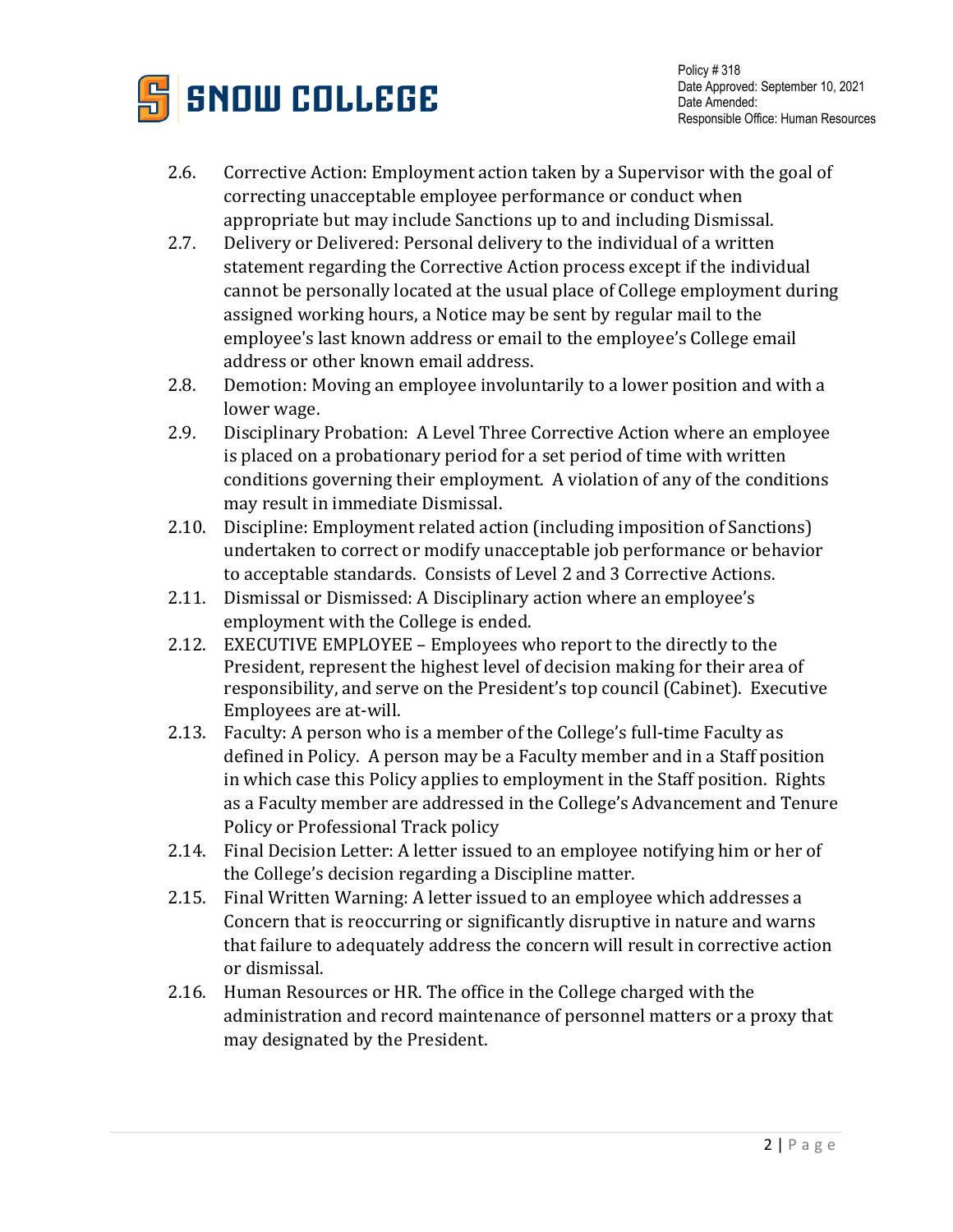2.6. Corrective Action: Employment action taken by a Supervisor with the goal of correcting unacceptable employee performance or conduct when appropriate but may include Sanctions up to and including Dismissal.

2.7. Delivery or Delivered: Personal delivery to the individual of a written statement regarding the Corrective Action process except if the individual cannot be personally located at the usual place of College employment during assigned working hours, a Notice may be sent by regular mail to the employee's last known address or email to the employee's College email address or other known email address.

2.8. Demotion: Moving an employee involuntarily to a lower position and with a lower wage.

2.9. Disciplinary Probation: A Level Three Corrective Action where an employee is placed on a probationary period for a set period of time with written conditions governing their employment. A violation of any of the conditions may result in immediate Dismissal.

2.10. Discipline: Employment related action (including imposition of Sanctions) undertaken to correct or modify unacceptable job performance or behavior to acceptable standards. Consists of Level 2 and 3 Corrective Actions.

2.11. Dismissal or Dismissed: A Disciplinary action where an employee's employment with the College is ended.

2.12. EXECUTIVE EMPLOYEE – Employees who report to the directly to the President, represent the highest level of decision making for their area of responsibility, and serve on the President's top council (Cabinet). Executive Employees are at-will.

2.13. Faculty: A person who is a member of the College's full-time Faculty as defined in Policy. A person may be a Faculty member and in a Staff position in which case this Policy applies to employment in the Staff position. Rights as a Faculty member are addressed in the College's Advancement and Tenure Policy or Professional Track policy

2.14. Final Decision Letter: A letter issued to an employee notifying him or her of the College's decision regarding a Discipline matter.

2.15. Final Written Warning: A letter issued to an employee which addresses a Concern that is reoccurring or significantly disruptive in nature and warns that failure to adequately address the concern will result in corrective action or dismissal.

2.16. Human Resources or HR. The office in the College charged with the administration and record maintenance of personnel matters or a proxy that may designated by the President.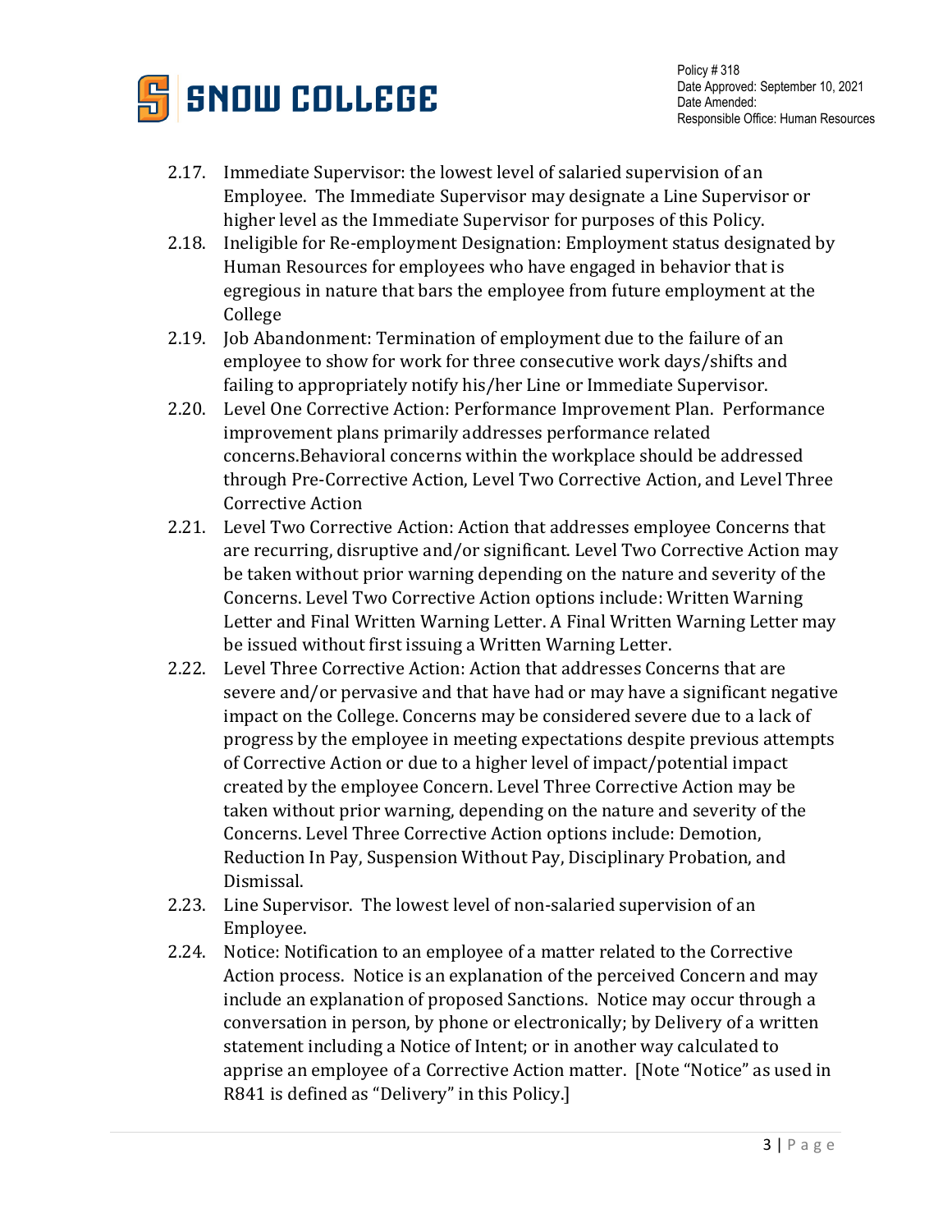2.17. Immediate Supervisor: the lowest level of salaried supervision of an Employee. The Immediate Supervisor may designate a Line Supervisor or higher level as the Immediate Supervisor for purposes of this Policy.

2.18. Ineligible for Re-employment Designation: Employment status designated by Human Resources for employees who have engaged in behavior that is egregious in nature that bars the employee from future employment at the College

2.19. Job Abandonment: Termination of employment due to the failure of an employee to show for work for three consecutive work days/shifts and failing to appropriately notify his/her Line or Immediate Supervisor.

2.20. Level One Corrective Action: Performance Improvement Plan. Performance improvement plans primarily addresses performance related concerns.Behavioral concerns within the workplace should be addressed through Pre-Corrective Action, Level Two Corrective Action, and Level Three Corrective Action

2.21. Level Two Corrective Action: Action that addresses employee Concerns that are recurring, disruptive and/or significant. Level Two Corrective Action may be taken without prior warning depending on the nature and severity of the Concerns. Level Two Corrective Action options include: Written Warning Letter and Final Written Warning Letter. A Final Written Warning Letter may be issued without first issuing a Written Warning Letter.

2.22. Level Three Corrective Action: Action that addresses Concerns that are severe and/or pervasive and that have had or may have a significant negative impact on the College. Concerns may be considered severe due to a lack of progress by the employee in meeting expectations despite previous attempts of Corrective Action or due to a higher level of impact/potential impact created by the employee Concern. Level Three Corrective Action may be taken without prior warning, depending on the nature and severity of the Concerns. Level Three Corrective Action options include: Demotion, Reduction In Pay, Suspension Without Pay, Disciplinary Probation, and Dismissal.

2.23. Line Supervisor. The lowest level of non-salaried supervision of an Employee.

2.24. Notice: Notification to an employee of a matter related to the Corrective Action process. Notice is an explanation of the perceived Concern and may include an explanation of proposed Sanctions. Notice may occur through a conversation in person, by phone or electronically; by Delivery of a written statement including a Notice of Intent; or in another way calculated to apprise an employee of a Corrective Action matter. [Note "Notice" as used in R841 is defined as "Delivery" in this Policy.]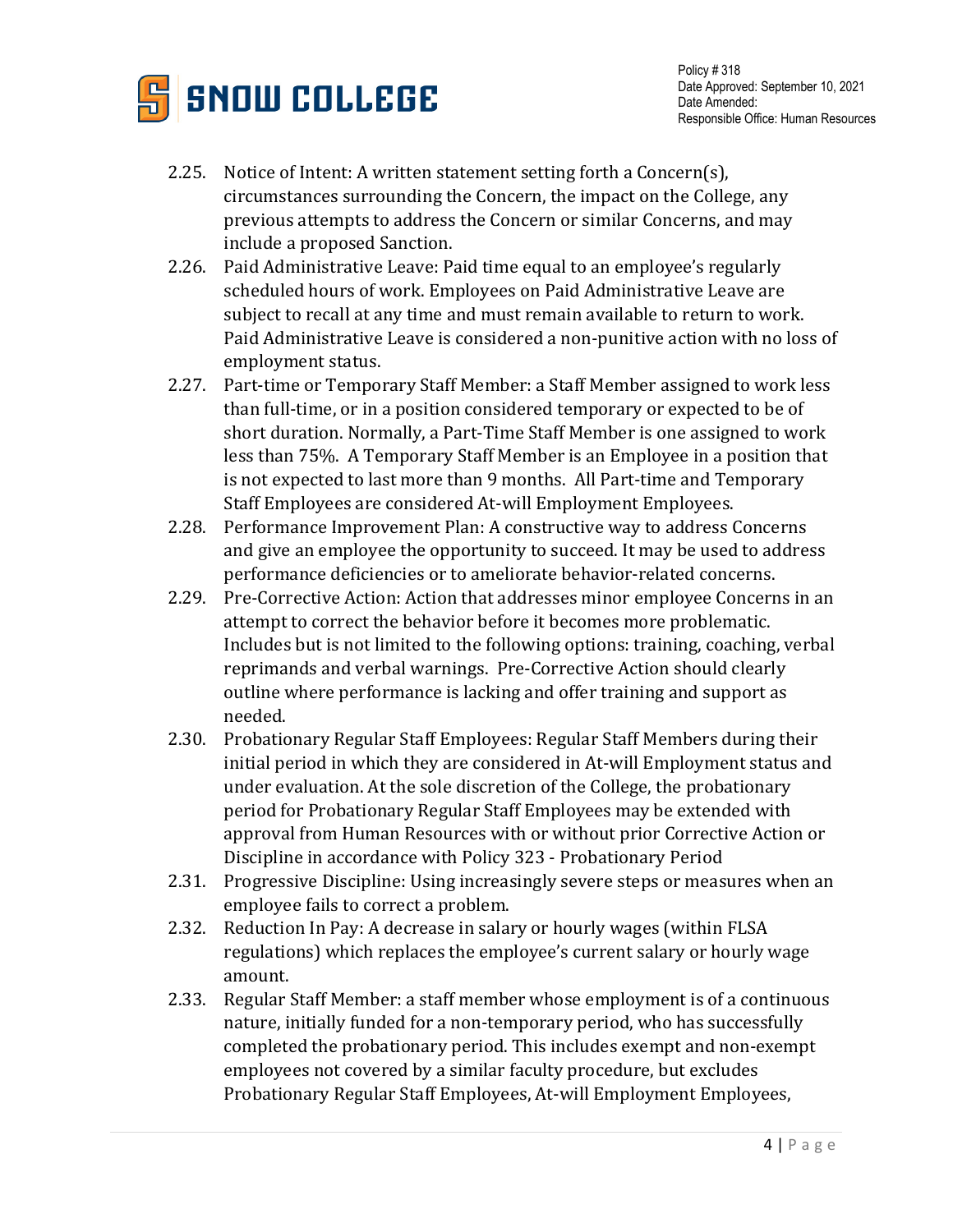2.25. Notice of Intent: A written statement setting forth a Concern(s), circumstances surrounding the Concern, the impact on the College, any previous attempts to address the Concern or similar Concerns, and may include a proposed Sanction.

2.26. Paid Administrative Leave: Paid time equal to an employee's regularly scheduled hours of work. Employees on Paid Administrative Leave are subject to recall at any time and must remain available to return to work. Paid Administrative Leave is considered a non-punitive action with no loss of employment status.

2.27. Part-time or Temporary Staff Member: a Staff Member assigned to work less than full-time, or in a position considered temporary or expected to be of short duration. Normally, a Part-Time Staff Member is one assigned to work less than 75%. A Temporary Staff Member is an Employee in a position that is not expected to last more than 9 months. All Part-time and Temporary Staff Employees are considered At-will Employment Employees.

2.28. Performance Improvement Plan: A constructive way to address Concerns and give an employee the opportunity to succeed. It may be used to address performance deficiencies or to ameliorate behavior-related concerns.

2.29. Pre-Corrective Action: Action that addresses minor employee Concerns in an attempt to correct the behavior before it becomes more problematic. Includes but is not limited to the following options: training, coaching, verbal reprimands and verbal warnings. Pre-Corrective Action should clearly outline where performance is lacking and offer training and support as needed.

2.30. Probationary Regular Staff Employees: Regular Staff Members during their initial period in which they are considered in At-will Employment status and under evaluation. At the sole discretion of the College, the probationary period for Probationary Regular Staff Employees may be extended with approval from Human Resources with or without prior Corrective Action or Discipline in accordance with Policy 323 - Probationary Period

2.31. Progressive Discipline: Using increasingly severe steps or measures when an employee fails to correct a problem.

2.32. Reduction In Pay: A decrease in salary or hourly wages (within FLSA regulations) which replaces the employee's current salary or hourly wage amount.

2.33. Regular Staff Member: a staff member whose employment is of a continuous nature, initially funded for a non-temporary period, who has successfully completed the probationary period. This includes exempt and non-exempt employees not covered by a similar faculty procedure, but excludes Probationary Regular Staff Employees, At-will Employment Employees,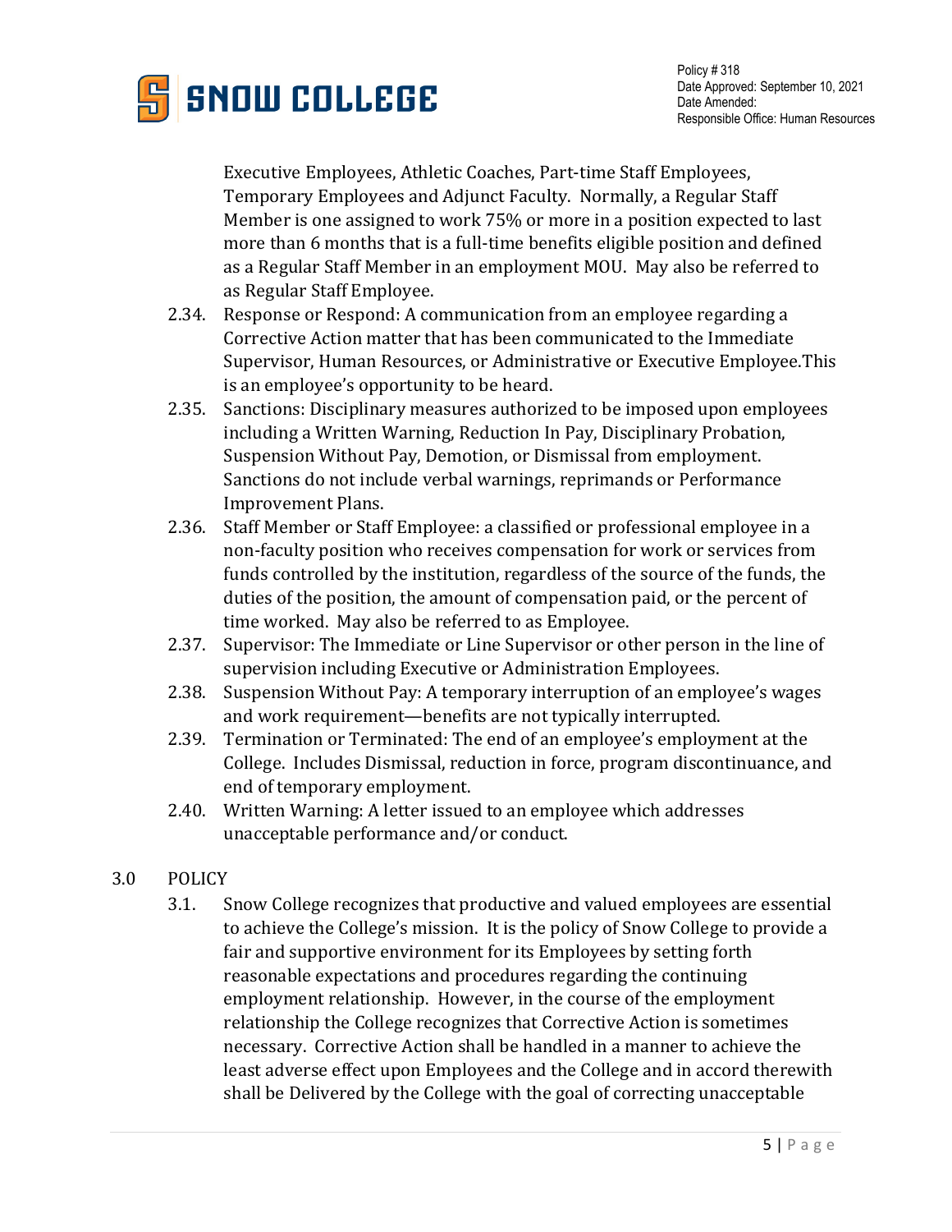Executive Employees, Athletic Coaches, Part-time Staff Employees, Temporary Employees and Adjunct Faculty. Normally, a Regular Staff Member is one assigned to work 75% or more in a position expected to last more than 6 months that is a full-time benefits eligible position and defined as a Regular Staff Member in an employment MOU. May also be referred to as Regular Staff Employee.

2.34. Response or Respond: A communication from an employee regarding a Corrective Action matter that has been communicated to the Immediate Supervisor, Human Resources, or Administrative or Executive Employee.This is an employee's opportunity to be heard.

2.35. Sanctions: Disciplinary measures authorized to be imposed upon employees including a Written Warning, Reduction In Pay, Disciplinary Probation, Suspension Without Pay, Demotion, or Dismissal from employment. Sanctions do not include verbal warnings, reprimands or Performance Improvement Plans.

2.36. Staff Member or Staff Employee: a classified or professional employee in a non-faculty position who receives compensation for work or services from funds controlled by the institution, regardless of the source of the funds, the duties of the position, the amount of compensation paid, or the percent of time worked. May also be referred to as Employee.

2.37. Supervisor: The Immediate or Line Supervisor or other person in the line of supervision including Executive or Administration Employees.

2.38. Suspension Without Pay: A temporary interruption of an employee's wages and work requirement—benefits are not typically interrupted.

2.39. Termination or Terminated: The end of an employee's employment at the College. Includes Dismissal, reduction in force, program discontinuance, and end of temporary employment.

2.40. Written Warning: A letter issued to an employee which addresses unacceptable performance and/or conduct.

## 3.0 POLICY

3.1. Snow College recognizes that productive and valued employees are essential to achieve the College's mission. It is the policy of Snow College to provide a fair and supportive environment for its Employees by setting forth reasonable expectations and procedures regarding the continuing employment relationship. However, in the course of the employment relationship the College recognizes that Corrective Action is sometimes necessary. Corrective Action shall be handled in a manner to achieve the least adverse effect upon Employees and the College and in accord therewith shall be Delivered by the College with the goal of correcting unacceptable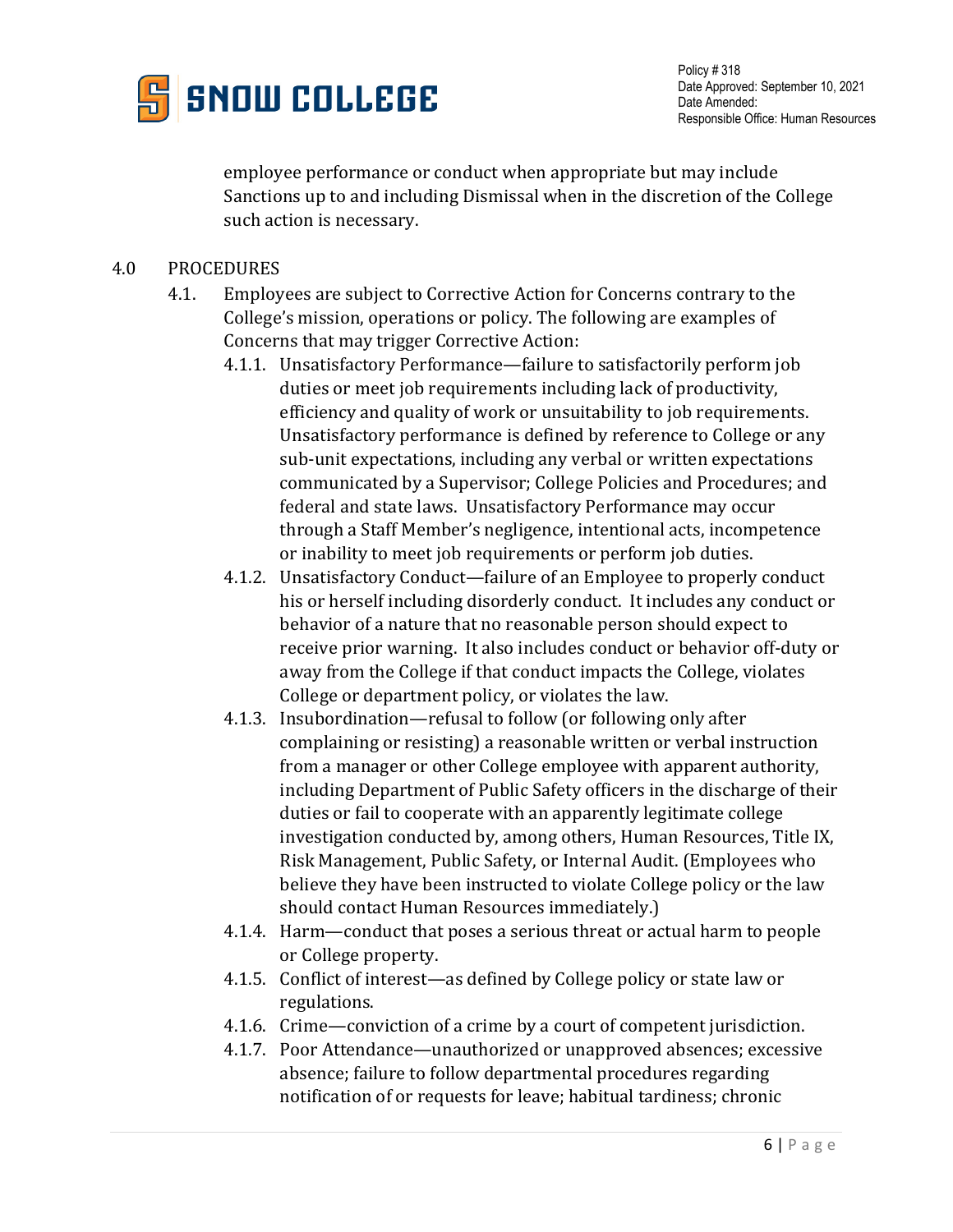employee performance or conduct when appropriate but may include Sanctions up to and including Dismissal when in the discretion of the College such action is necessary.

## 4.0 PROCEDURES

4.1. Employees are subject to Corrective Action for Concerns contrary to the College's mission, operations or policy. The following are examples of Concerns that may trigger Corrective Action:

4.1.1. Unsatisfactory Performance—failure to satisfactorily perform job duties or meet job requirements including lack of productivity, efficiency and quality of work or unsuitability to job requirements. Unsatisfactory performance is defined by reference to College or any sub-unit expectations, including any verbal or written expectations communicated by a Supervisor; College Policies and Procedures; and federal and state laws. Unsatisfactory Performance may occur through a Staff Member's negligence, intentional acts, incompetence or inability to meet job requirements or perform job duties.

4.1.2. Unsatisfactory Conduct—failure of an Employee to properly conduct his or herself including disorderly conduct. It includes any conduct or behavior of a nature that no reasonable person should expect to receive prior warning. It also includes conduct or behavior off-duty or away from the College if that conduct impacts the College, violates College or department policy, or violates the law.

4.1.3. Insubordination—refusal to follow (or following only after complaining or resisting) a reasonable written or verbal instruction from a manager or other College employee with apparent authority, including Department of Public Safety officers in the discharge of their duties or fail to cooperate with an apparently legitimate college investigation conducted by, among others, Human Resources, Title IX, Risk Management, Public Safety, or Internal Audit. (Employees who believe they have been instructed to violate College policy or the law should contact Human Resources immediately.)

4.1.4. Harm—conduct that poses a serious threat or actual harm to people or College property.

4.1.5. Conflict of interest—as defined by College policy or state law or regulations.

4.1.6. Crime—conviction of a crime by a court of competent jurisdiction.

4.1.7. Poor Attendance—unauthorized or unapproved absences; excessive absence; failure to follow departmental procedures regarding notification of or requests for leave; habitual tardiness; chronic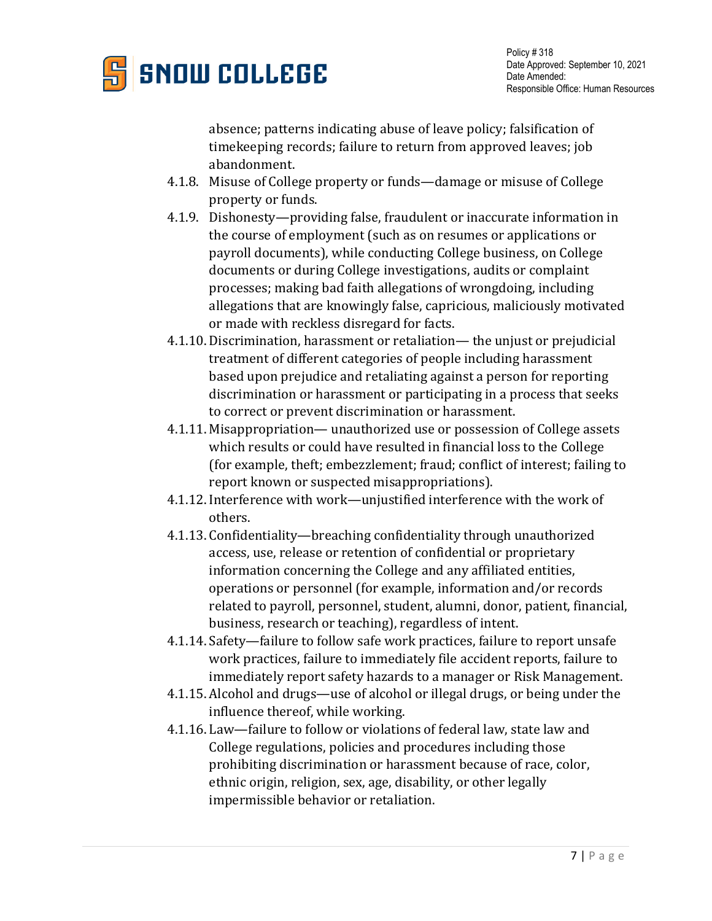absence; patterns indicating abuse of leave policy; falsification of timekeeping records; failure to return from approved leaves; job abandonment.

4.1.8. Misuse of College property or funds—damage or misuse of College property or funds.

4.1.9. Dishonesty—providing false, fraudulent or inaccurate information in the course of employment (such as on resumes or applications or payroll documents), while conducting College business, on College documents or during College investigations, audits or complaint processes; making bad faith allegations of wrongdoing, including allegations that are knowingly false, capricious, maliciously motivated or made with reckless disregard for facts.

4.1.10. Discrimination, harassment or retaliation— the unjust or prejudicial treatment of different categories of people including harassment based upon prejudice and retaliating against a person for reporting discrimination or harassment or participating in a process that seeks to correct or prevent discrimination or harassment.

4.1.11. Misappropriation— unauthorized use or possession of College assets which results or could have resulted in financial loss to the College (for example, theft; embezzlement; fraud; conflict of interest; failing to report known or suspected misappropriations).

4.1.12. Interference with work—unjustified interference with the work of others.

4.1.13. Confidentiality—breaching confidentiality through unauthorized access, use, release or retention of confidential or proprietary information concerning the College and any affiliated entities, operations or personnel (for example, information and/or records related to payroll, personnel, student, alumni, donor, patient, financial, business, research or teaching), regardless of intent.

4.1.14. Safety—failure to follow safe work practices, failure to report unsafe work practices, failure to immediately file accident reports, failure to immediately report safety hazards to a manager or Risk Management.

4.1.15. Alcohol and drugs—use of alcohol or illegal drugs, or being under the influence thereof, while working.

4.1.16. Law—failure to follow or violations of federal law, state law and College regulations, policies and procedures including those prohibiting discrimination or harassment because of race, color, ethnic origin, religion, sex, age, disability, or other legally impermissible behavior or retaliation.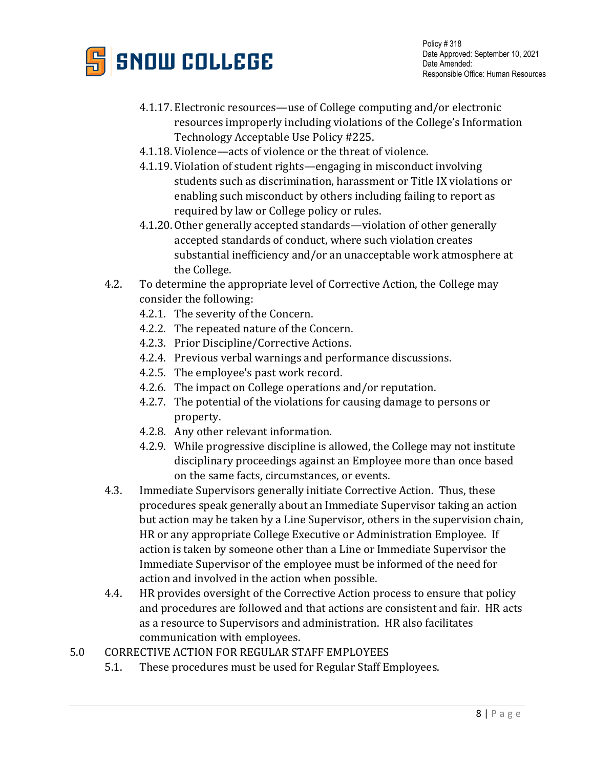4.1.17. Electronic resources—use of College computing and/or electronic resources improperly including violations of the College's Information Technology Acceptable Use Policy #225.

4.1.18. Violence—acts of violence or the threat of violence.

4.1.19. Violation of student rights—engaging in misconduct involving students such as discrimination, harassment or Title IX violations or enabling such misconduct by others including failing to report as required by law or College policy or rules.

4.1.20. Other generally accepted standards—violation of other generally accepted standards of conduct, where such violation creates substantial inefficiency and/or an unacceptable work atmosphere at the College.

4.2. To determine the appropriate level of Corrective Action, the College may consider the following:

4.2.1. The severity of the Concern.

4.2.2. The repeated nature of the Concern.

4.2.3. Prior Discipline/Corrective Actions.

4.2.4. Previous verbal warnings and performance discussions.

4.2.5. The employee's past work record.

4.2.6. The impact on College operations and/or reputation.

4.2.7. The potential of the violations for causing damage to persons or property.

4.2.8. Any other relevant information.

4.2.9. While progressive discipline is allowed, the College may not institute disciplinary proceedings against an Employee more than once based on the same facts, circumstances, or events.

4.3. Immediate Supervisors generally initiate Corrective Action. Thus, these procedures speak generally about an Immediate Supervisor taking an action but action may be taken by a Line Supervisor, others in the supervision chain, HR or any appropriate College Executive or Administration Employee. If action is taken by someone other than a Line or Immediate Supervisor the Immediate Supervisor of the employee must be informed of the need for action and involved in the action when possible.

4.4. HR provides oversight of the Corrective Action process to ensure that policy and procedures are followed and that actions are consistent and fair. HR acts as a resource to Supervisors and administration. HR also facilitates communication with employees.

5.0 CORRECTIVE ACTION FOR REGULAR STAFF EMPLOYEES

5.1. These procedures must be used for Regular Staff Employees.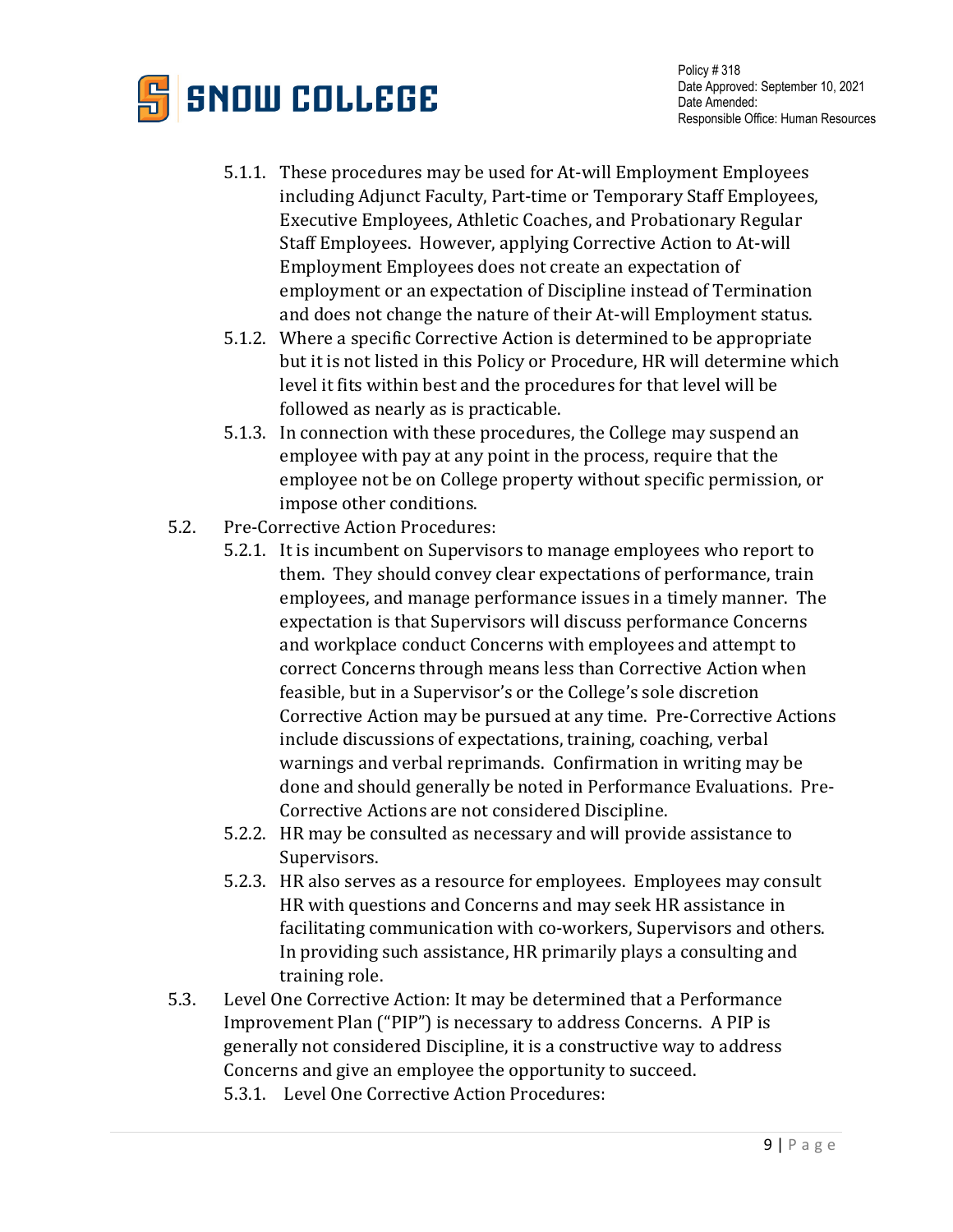- 5.1.1. These procedures may be used for At-will Employment Employees including Adjunct Faculty, Part-time or Temporary Staff Employees, Executive Employees, Athletic Coaches, and Probationary Regular Staff Employees. However, applying Corrective Action to At-will Employment Employees does not create an expectation of employment or an expectation of Discipline instead of Termination and does not change the nature of their At-will Employment status.
- 5.1.2. Where a specific Corrective Action is determined to be appropriate but it is not listed in this Policy or Procedure, HR will determine which level it fits within best and the procedures for that level will be followed as nearly as is practicable.
- 5.1.3. In connection with these procedures, the College may suspend an employee with pay at any point in the process, require that the employee not be on College property without specific permission, or impose other conditions.

5.2. Pre-Corrective Action Procedures:

- 5.2.1. It is incumbent on Supervisors to manage employees who report to them. They should convey clear expectations of performance, train employees, and manage performance issues in a timely manner. The expectation is that Supervisors will discuss performance Concerns and workplace conduct Concerns with employees and attempt to correct Concerns through means less than Corrective Action when feasible, but in a Supervisor's or the College's sole discretion Corrective Action may be pursued at any time. Pre-Corrective Actions include discussions of expectations, training, coaching, verbal warnings and verbal reprimands. Confirmation in writing may be done and should generally be noted in Performance Evaluations. Pre-Corrective Actions are not considered Discipline.
- 5.2.2. HR may be consulted as necessary and will provide assistance to Supervisors.
- 5.2.3. HR also serves as a resource for employees. Employees may consult HR with questions and Concerns and may seek HR assistance in facilitating communication with co-workers, Supervisors and others. In providing such assistance, HR primarily plays a consulting and training role.

5.3. Level One Corrective Action: It may be determined that a Performance Improvement Plan ("PIP") is necessary to address Concerns. A PIP is generally not considered Discipline, it is a constructive way to address Concerns and give an employee the opportunity to succeed.

- 5.3.1. Level One Corrective Action Procedures: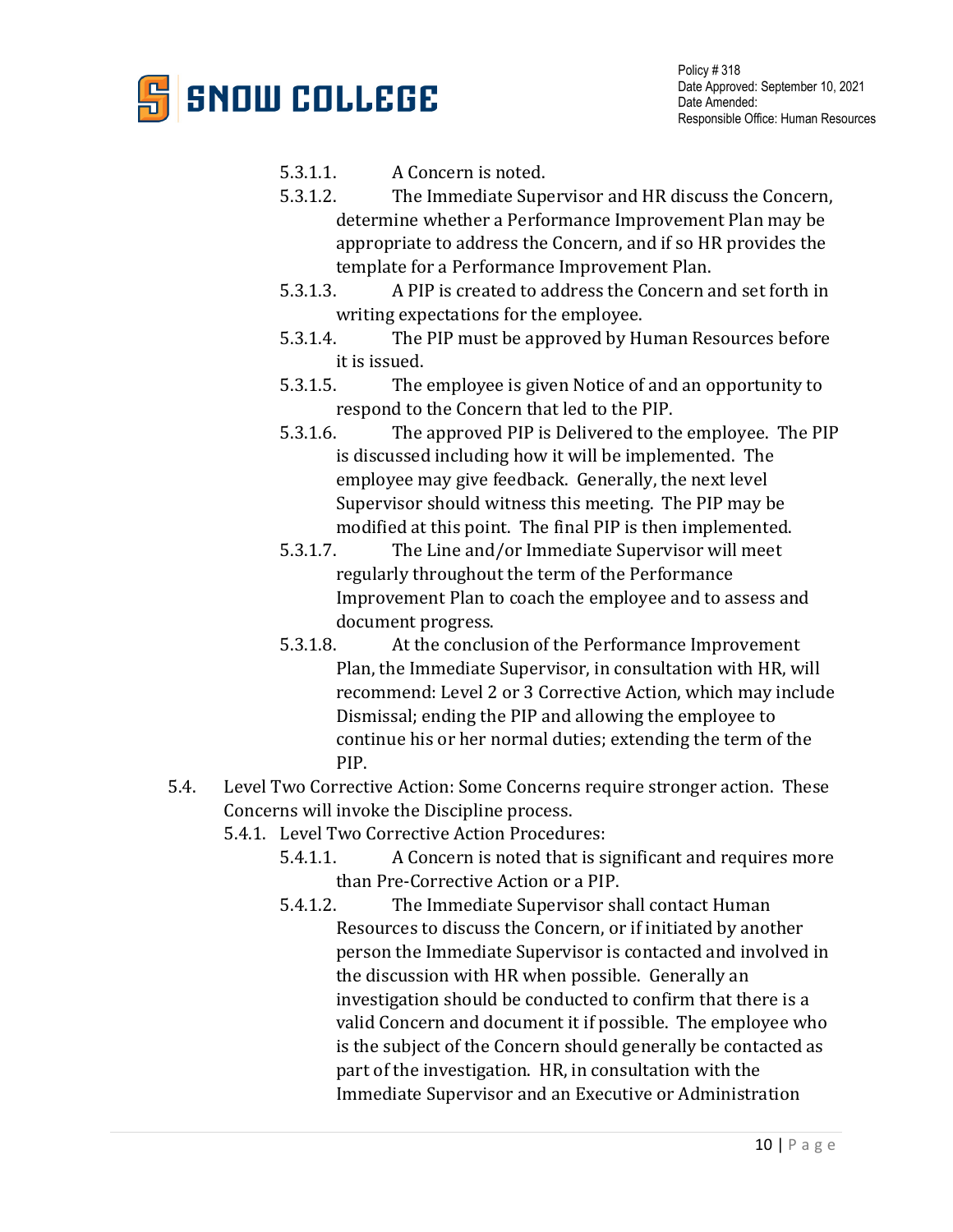5.3.1.1. A Concern is noted.

5.3.1.2. The Immediate Supervisor and HR discuss the Concern, determine whether a Performance Improvement Plan may be appropriate to address the Concern, and if so HR provides the template for a Performance Improvement Plan.

5.3.1.3. A PIP is created to address the Concern and set forth in writing expectations for the employee.

5.3.1.4. The PIP must be approved by Human Resources before it is issued.

5.3.1.5. The employee is given Notice of and an opportunity to respond to the Concern that led to the PIP.

5.3.1.6. The approved PIP is Delivered to the employee. The PIP is discussed including how it will be implemented. The employee may give feedback. Generally, the next level Supervisor should witness this meeting. The PIP may be modified at this point. The final PIP is then implemented.

5.3.1.7. The Line and/or Immediate Supervisor will meet regularly throughout the term of the Performance Improvement Plan to coach the employee and to assess and document progress.

5.3.1.8. At the conclusion of the Performance Improvement Plan, the Immediate Supervisor, in consultation with HR, will recommend: Level 2 or 3 Corrective Action, which may include Dismissal; ending the PIP and allowing the employee to continue his or her normal duties; extending the term of the PIP.

5.4. Level Two Corrective Action: Some Concerns require stronger action. These Concerns will invoke the Discipline process.

5.4.1. Level Two Corrective Action Procedures:

5.4.1.1. A Concern is noted that is significant and requires more than Pre-Corrective Action or a PIP.

5.4.1.2. The Immediate Supervisor shall contact Human Resources to discuss the Concern, or if initiated by another person the Immediate Supervisor is contacted and involved in the discussion with HR when possible. Generally an investigation should be conducted to confirm that there is a valid Concern and document it if possible. The employee who is the subject of the Concern should generally be contacted as part of the investigation. HR, in consultation with the Immediate Supervisor and an Executive or Administration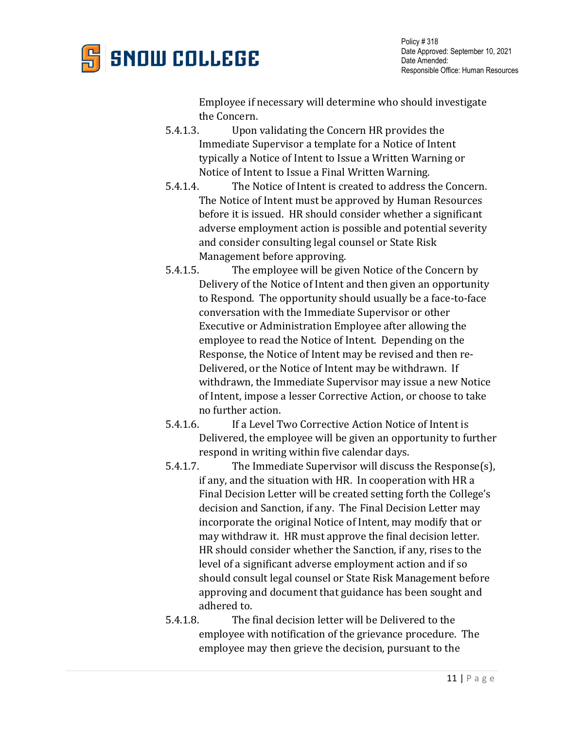Employee if necessary will determine who should investigate the Concern.

5.4.1.3. Upon validating the Concern HR provides the Immediate Supervisor a template for a Notice of Intent typically a Notice of Intent to Issue a Written Warning or Notice of Intent to Issue a Final Written Warning.

5.4.1.4. The Notice of Intent is created to address the Concern. The Notice of Intent must be approved by Human Resources before it is issued. HR should consider whether a significant adverse employment action is possible and potential severity and consider consulting legal counsel or State Risk Management before approving.

5.4.1.5. The employee will be given Notice of the Concern by Delivery of the Notice of Intent and then given an opportunity to Respond. The opportunity should usually be a face-to-face conversation with the Immediate Supervisor or other Executive or Administration Employee after allowing the employee to read the Notice of Intent. Depending on the Response, the Notice of Intent may be revised and then re-Delivered, or the Notice of Intent may be withdrawn. If withdrawn, the Immediate Supervisor may issue a new Notice of Intent, impose a lesser Corrective Action, or choose to take no further action.

5.4.1.6. If a Level Two Corrective Action Notice of Intent is Delivered, the employee will be given an opportunity to further respond in writing within five calendar days.

5.4.1.7. The Immediate Supervisor will discuss the Response(s), if any, and the situation with HR. In cooperation with HR a Final Decision Letter will be created setting forth the College's decision and Sanction, if any. The Final Decision Letter may incorporate the original Notice of Intent, may modify that or may withdraw it. HR must approve the final decision letter. HR should consider whether the Sanction, if any, rises to the level of a significant adverse employment action and if so should consult legal counsel or State Risk Management before approving and document that guidance has been sought and adhered to.

5.4.1.8. The final decision letter will be Delivered to the employee with notification of the grievance procedure. The employee may then grieve the decision, pursuant to the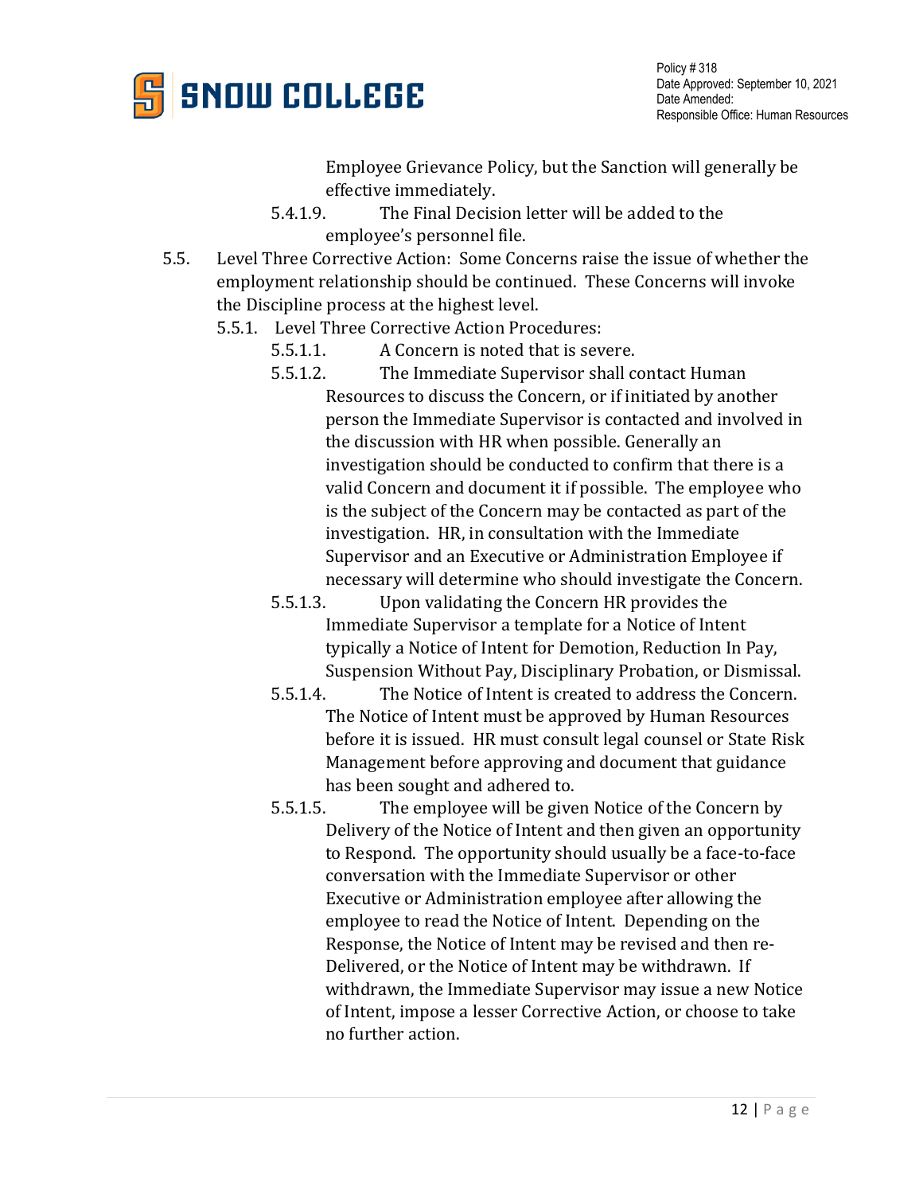Employee Grievance Policy, but the Sanction will generally be effective immediately.

5.4.1.9. The Final Decision letter will be added to the employee's personnel file.

5.5. Level Three Corrective Action: Some Concerns raise the issue of whether the employment relationship should be continued. These Concerns will invoke the Discipline process at the highest level.

5.5.1. Level Three Corrective Action Procedures:

5.5.1.1. A Concern is noted that is severe.

5.5.1.2. The Immediate Supervisor shall contact Human Resources to discuss the Concern, or if initiated by another person the Immediate Supervisor is contacted and involved in the discussion with HR when possible. Generally an investigation should be conducted to confirm that there is a valid Concern and document it if possible. The employee who is the subject of the Concern may be contacted as part of the investigation. HR, in consultation with the Immediate Supervisor and an Executive or Administration Employee if necessary will determine who should investigate the Concern.

5.5.1.3. Upon validating the Concern HR provides the Immediate Supervisor a template for a Notice of Intent typically a Notice of Intent for Demotion, Reduction In Pay, Suspension Without Pay, Disciplinary Probation, or Dismissal.

5.5.1.4. The Notice of Intent is created to address the Concern. The Notice of Intent must be approved by Human Resources before it is issued. HR must consult legal counsel or State Risk Management before approving and document that guidance has been sought and adhered to.

5.5.1.5. The employee will be given Notice of the Concern by Delivery of the Notice of Intent and then given an opportunity to Respond. The opportunity should usually be a face-to-face conversation with the Immediate Supervisor or other Executive or Administration employee after allowing the employee to read the Notice of Intent. Depending on the Response, the Notice of Intent may be revised and then re-Delivered, or the Notice of Intent may be withdrawn. If withdrawn, the Immediate Supervisor may issue a new Notice of Intent, impose a lesser Corrective Action, or choose to take no further action.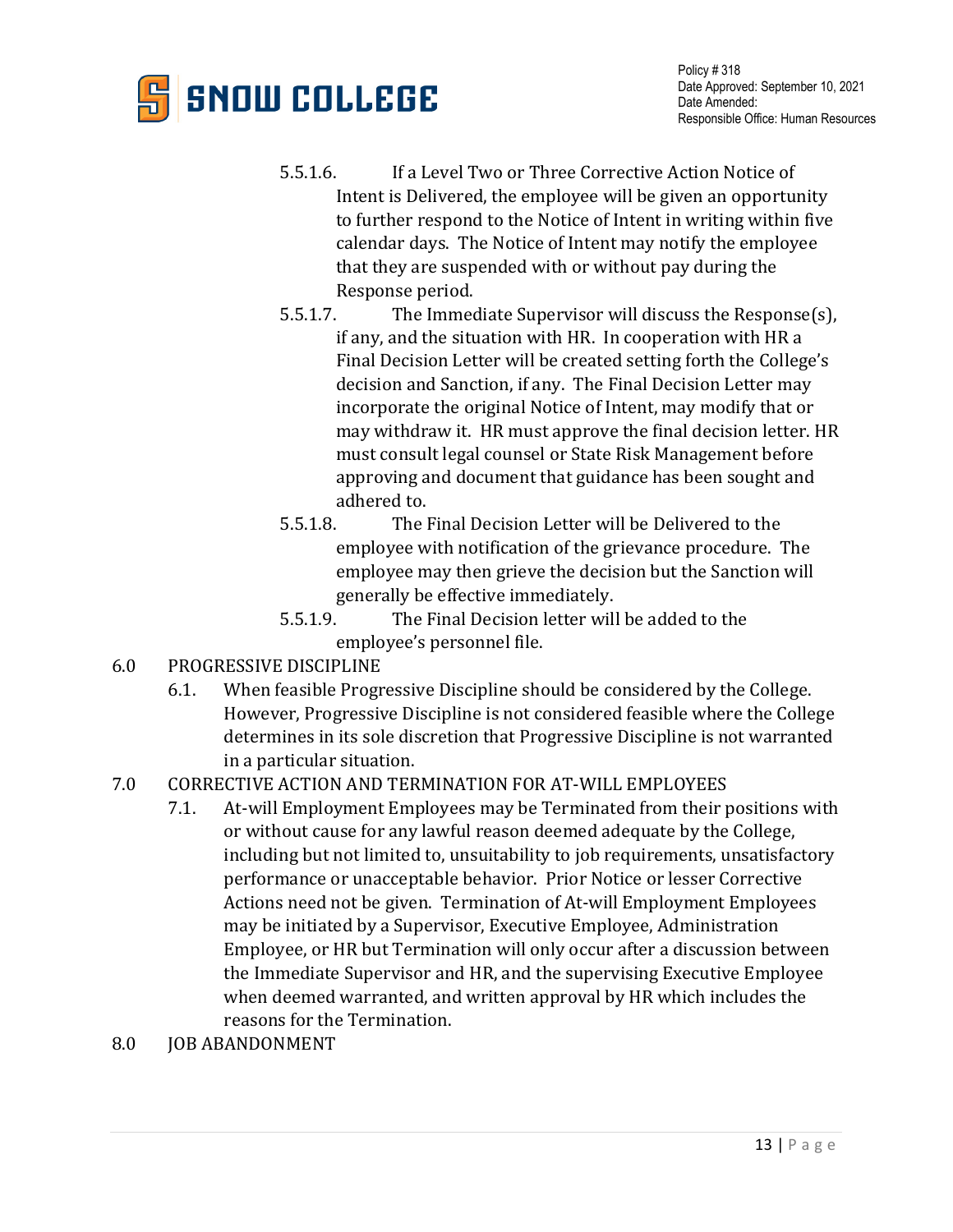5.5.1.6. If a Level Two or Three Corrective Action Notice of Intent is Delivered, the employee will be given an opportunity to further respond to the Notice of Intent in writing within five calendar days. The Notice of Intent may notify the employee that they are suspended with or without pay during the Response period.

5.5.1.7. The Immediate Supervisor will discuss the Response(s), if any, and the situation with HR. In cooperation with HR a Final Decision Letter will be created setting forth the College's decision and Sanction, if any. The Final Decision Letter may incorporate the original Notice of Intent, may modify that or may withdraw it. HR must approve the final decision letter. HR must consult legal counsel or State Risk Management before approving and document that guidance has been sought and adhered to.

5.5.1.8. The Final Decision Letter will be Delivered to the employee with notification of the grievance procedure. The employee may then grieve the decision but the Sanction will generally be effective immediately.

5.5.1.9. The Final Decision letter will be added to the employee's personnel file.

## 6.0 PROGRESSIVE DISCIPLINE

6.1. When feasible Progressive Discipline should be considered by the College. However, Progressive Discipline is not considered feasible where the College determines in its sole discretion that Progressive Discipline is not warranted in a particular situation.

## 7.0 CORRECTIVE ACTION AND TERMINATION FOR AT-WILL EMPLOYEES

7.1. At-will Employment Employees may be Terminated from their positions with or without cause for any lawful reason deemed adequate by the College, including but not limited to, unsuitability to job requirements, unsatisfactory performance or unacceptable behavior. Prior Notice or lesser Corrective Actions need not be given. Termination of At-will Employment Employees may be initiated by a Supervisor, Executive Employee, Administration Employee, or HR but Termination will only occur after a discussion between the Immediate Supervisor and HR, and the supervising Executive Employee when deemed warranted, and written approval by HR which includes the reasons for the Termination.

## 8.0 JOB ABANDONMENT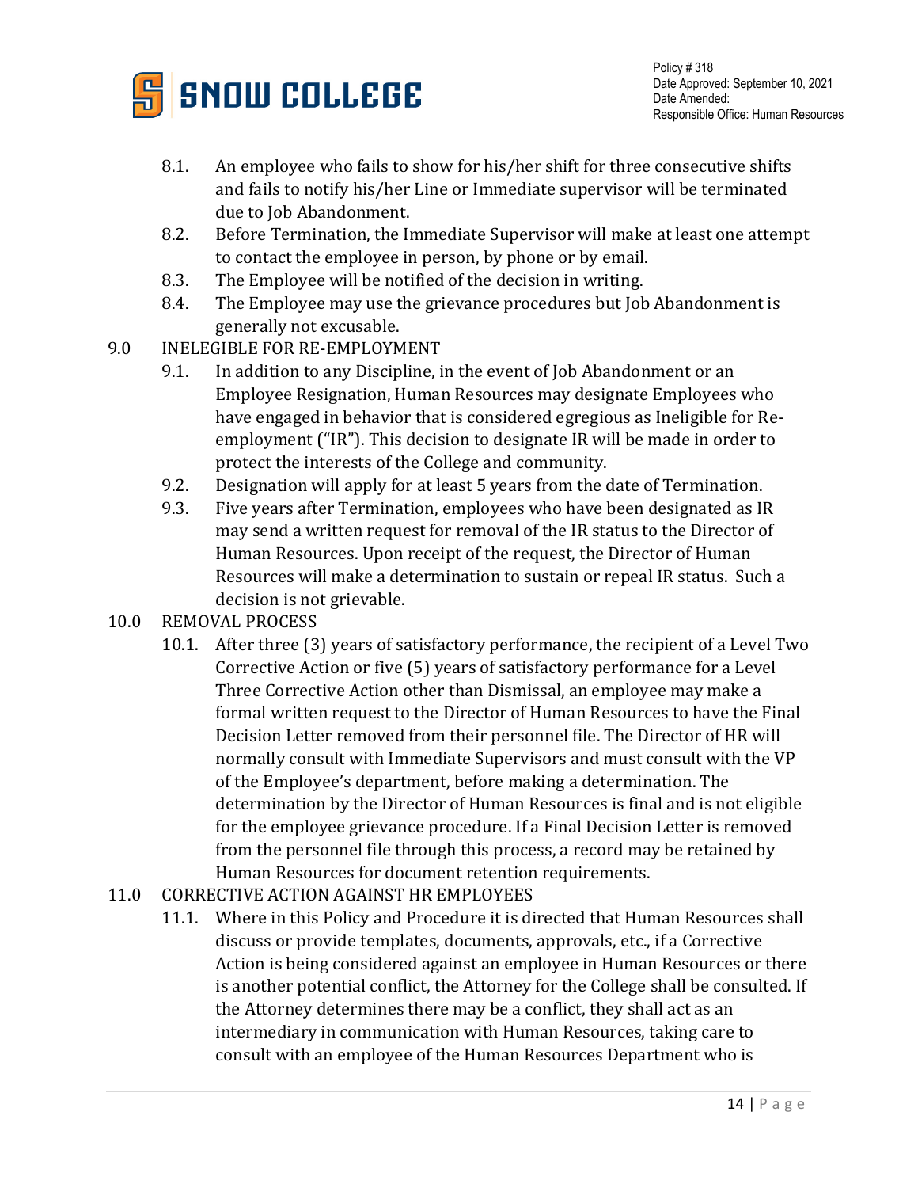8.1. An employee who fails to show for his/her shift for three consecutive shifts and fails to notify his/her Line or Immediate supervisor will be terminated due to Job Abandonment.

8.2. Before Termination, the Immediate Supervisor will make at least one attempt to contact the employee in person, by phone or by email.

8.3. The Employee will be notified of the decision in writing.

8.4. The Employee may use the grievance procedures but Job Abandonment is generally not excusable.

9.0 INELEGIBLE FOR RE-EMPLOYMENT

9.1. In addition to any Discipline, in the event of Job Abandonment or an Employee Resignation, Human Resources may designate Employees who have engaged in behavior that is considered egregious as Ineligible for Re-employment ("IR"). This decision to designate IR will be made in order to protect the interests of the College and community.

9.2. Designation will apply for at least 5 years from the date of Termination.

9.3. Five years after Termination, employees who have been designated as IR may send a written request for removal of the IR status to the Director of Human Resources. Upon receipt of the request, the Director of Human Resources will make a determination to sustain or repeal IR status. Such a decision is not grievable.

10.0 REMOVAL PROCESS

10.1. After three (3) years of satisfactory performance, the recipient of a Level Two Corrective Action or five (5) years of satisfactory performance for a Level Three Corrective Action other than Dismissal, an employee may make a formal written request to the Director of Human Resources to have the Final Decision Letter removed from their personnel file. The Director of HR will normally consult with Immediate Supervisors and must consult with the VP of the Employee's department, before making a determination. The determination by the Director of Human Resources is final and is not eligible for the employee grievance procedure. If a Final Decision Letter is removed from the personnel file through this process, a record may be retained by Human Resources for document retention requirements.

11.0 CORRECTIVE ACTION AGAINST HR EMPLOYEES

11.1. Where in this Policy and Procedure it is directed that Human Resources shall discuss or provide templates, documents, approvals, etc., if a Corrective Action is being considered against an employee in Human Resources or there is another potential conflict, the Attorney for the College shall be consulted. If the Attorney determines there may be a conflict, they shall act as an intermediary in communication with Human Resources, taking care to consult with an employee of the Human Resources Department who is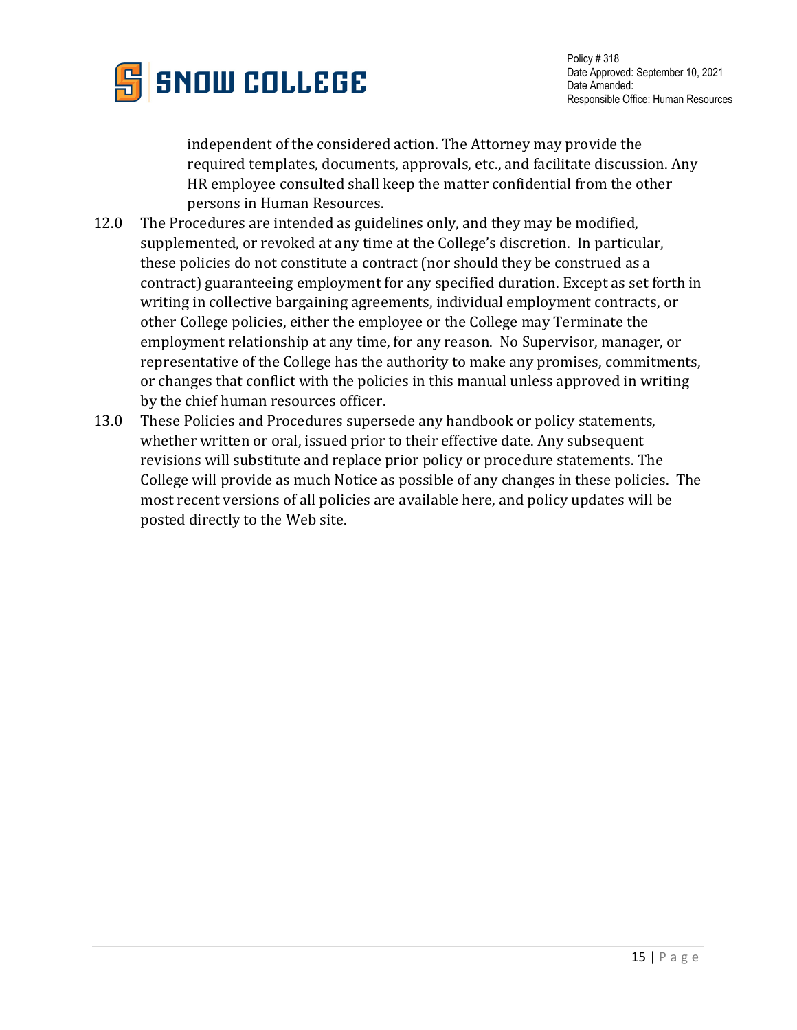independent of the considered action. The Attorney may provide the required templates, documents, approvals, etc., and facilitate discussion. Any HR employee consulted shall keep the matter confidential from the other persons in Human Resources.

12.0 The Procedures are intended as guidelines only, and they may be modified, supplemented, or revoked at any time at the College's discretion. In particular, these policies do not constitute a contract (nor should they be construed as a contract) guaranteeing employment for any specified duration. Except as set forth in writing in collective bargaining agreements, individual employment contracts, or other College policies, either the employee or the College may Terminate the employment relationship at any time, for any reason. No Supervisor, manager, or representative of the College has the authority to make any promises, commitments, or changes that conflict with the policies in this manual unless approved in writing by the chief human resources officer.

13.0 These Policies and Procedures supersede any handbook or policy statements, whether written or oral, issued prior to their effective date. Any subsequent revisions will substitute and replace prior policy or procedure statements. The College will provide as much Notice as possible of any changes in these policies. The most recent versions of all policies are available here, and policy updates will be posted directly to the Web site.